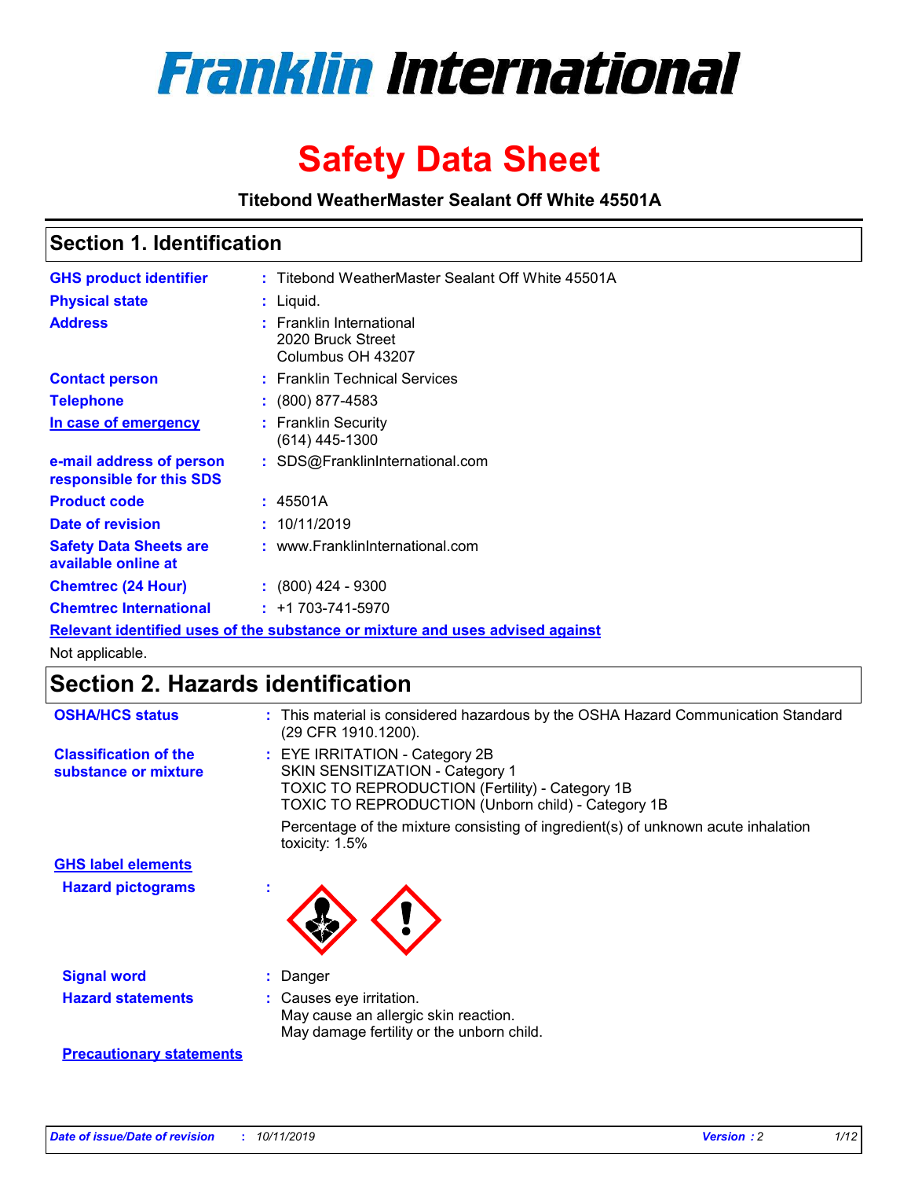# Franklin International

# Safety Data Sheet

**Titebond WeatherMaster Sealant Off White 45501A**

## Section 1. Identification

| | | |
|---|---|---|
| **GHS product identifier** | : | Titebond WeatherMaster Sealant Off White 45501A |
| **Physical state** | : | Liquid. |
| **Address** | : | Franklin International<br>2020 Bruck Street<br>Columbus OH 43207 |
| **Contact person** | : | Franklin Technical Services |
| **Telephone** | : | (800) 877-4583 |
| **In case of emergency** | : | Franklin Security<br>(614) 445-1300 |
| **e-mail address of person responsible for this SDS** | : | SDS@FranklinInternational.com |
| **Product code** | : | 45501A |
| **Date of revision** | : | 10/11/2019 |
| **Safety Data Sheets are available online at** | : | www.FranklinInternational.com |
| **Chemtrec (24 Hour)** | : | (800) 424 - 9300 |
| **Chemtrec International** | : | +1 703-741-5970 |

**Relevant identified uses of the substance or mixture and uses advised against**

Not applicable.

## Section 2. Hazards identification

**OSHA/HCS status** : This material is considered hazardous by the OSHA Hazard Communication Standard (29 CFR 1910.1200).

**Classification of the substance or mixture** : EYE IRRITATION - Category 2B
SKIN SENSITIZATION - Category 1
TOXIC TO REPRODUCTION (Fertility) - Category 1B
TOXIC TO REPRODUCTION (Unborn child) - Category 1B

Percentage of the mixture consisting of ingredient(s) of unknown acute inhalation toxicity: 1.5%

**GHS label elements**

**Hazard pictograms** :

**Signal word** : Danger

**Hazard statements** : Causes eye irritation.
May cause an allergic skin reaction.
May damage fertility or the unborn child.

**Precautionary statements**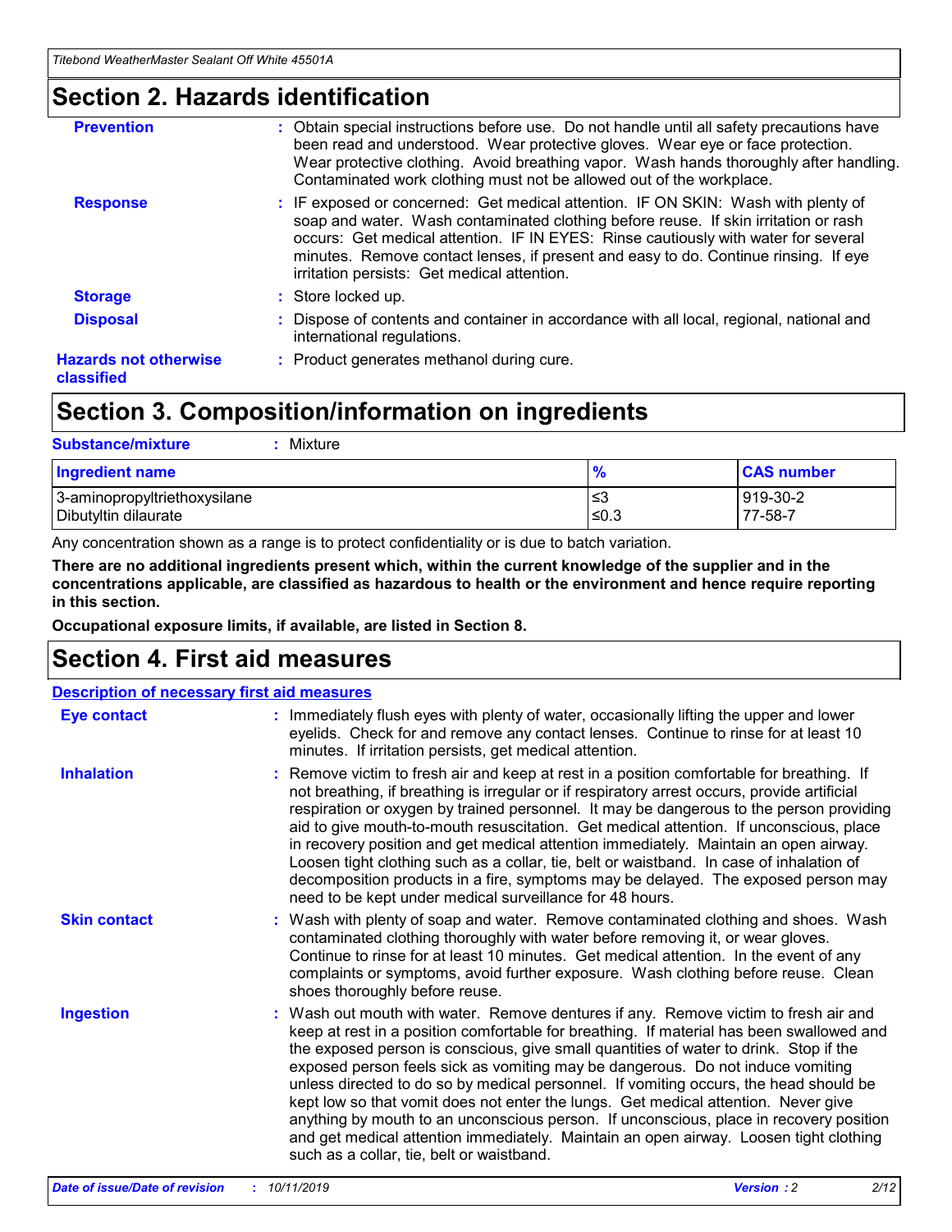## Section 2. Hazards identification

**Prevention** : Obtain special instructions before use. Do not handle until all safety precautions have been read and understood. Wear protective gloves. Wear eye or face protection. Wear protective clothing. Avoid breathing vapor. Wash hands thoroughly after handling. Contaminated work clothing must not be allowed out of the workplace.

**Response** : IF exposed or concerned: Get medical attention. IF ON SKIN: Wash with plenty of soap and water. Wash contaminated clothing before reuse. If skin irritation or rash occurs: Get medical attention. IF IN EYES: Rinse cautiously with water for several minutes. Remove contact lenses, if present and easy to do. Continue rinsing. If eye irritation persists: Get medical attention.

**Storage** : Store locked up.

**Disposal** : Dispose of contents and container in accordance with all local, regional, national and international regulations.

**Hazards not otherwise classified** : Product generates methanol during cure.

## Section 3. Composition/information on ingredients

**Substance/mixture** : Mixture

| Ingredient name | % | CAS number |
|---|---|---|
| 3-aminopropyltriethoxysilane | ≤3 | 919-30-2 |
| Dibutyltin dilaurate | ≤0.3 | 77-58-7 |

Any concentration shown as a range is to protect confidentiality or is due to batch variation.

**There are no additional ingredients present which, within the current knowledge of the supplier and in the concentrations applicable, are classified as hazardous to health or the environment and hence require reporting in this section.**

**Occupational exposure limits, if available, are listed in Section 8.**

## Section 4. First aid measures

**Description of necessary first aid measures**

**Eye contact** : Immediately flush eyes with plenty of water, occasionally lifting the upper and lower eyelids. Check for and remove any contact lenses. Continue to rinse for at least 10 minutes. If irritation persists, get medical attention.

**Inhalation** : Remove victim to fresh air and keep at rest in a position comfortable for breathing. If not breathing, if breathing is irregular or if respiratory arrest occurs, provide artificial respiration or oxygen by trained personnel. It may be dangerous to the person providing aid to give mouth-to-mouth resuscitation. Get medical attention. If unconscious, place in recovery position and get medical attention immediately. Maintain an open airway. Loosen tight clothing such as a collar, tie, belt or waistband. In case of inhalation of decomposition products in a fire, symptoms may be delayed. The exposed person may need to be kept under medical surveillance for 48 hours.

**Skin contact** : Wash with plenty of soap and water. Remove contaminated clothing and shoes. Wash contaminated clothing thoroughly with water before removing it, or wear gloves. Continue to rinse for at least 10 minutes. Get medical attention. In the event of any complaints or symptoms, avoid further exposure. Wash clothing before reuse. Clean shoes thoroughly before reuse.

**Ingestion** : Wash out mouth with water. Remove dentures if any. Remove victim to fresh air and keep at rest in a position comfortable for breathing. If material has been swallowed and the exposed person is conscious, give small quantities of water to drink. Stop if the exposed person feels sick as vomiting may be dangerous. Do not induce vomiting unless directed to do so by medical personnel. If vomiting occurs, the head should be kept low so that vomit does not enter the lungs. Get medical attention. Never give anything by mouth to an unconscious person. If unconscious, place in recovery position and get medical attention immediately. Maintain an open airway. Loosen tight clothing such as a collar, tie, belt or waistband.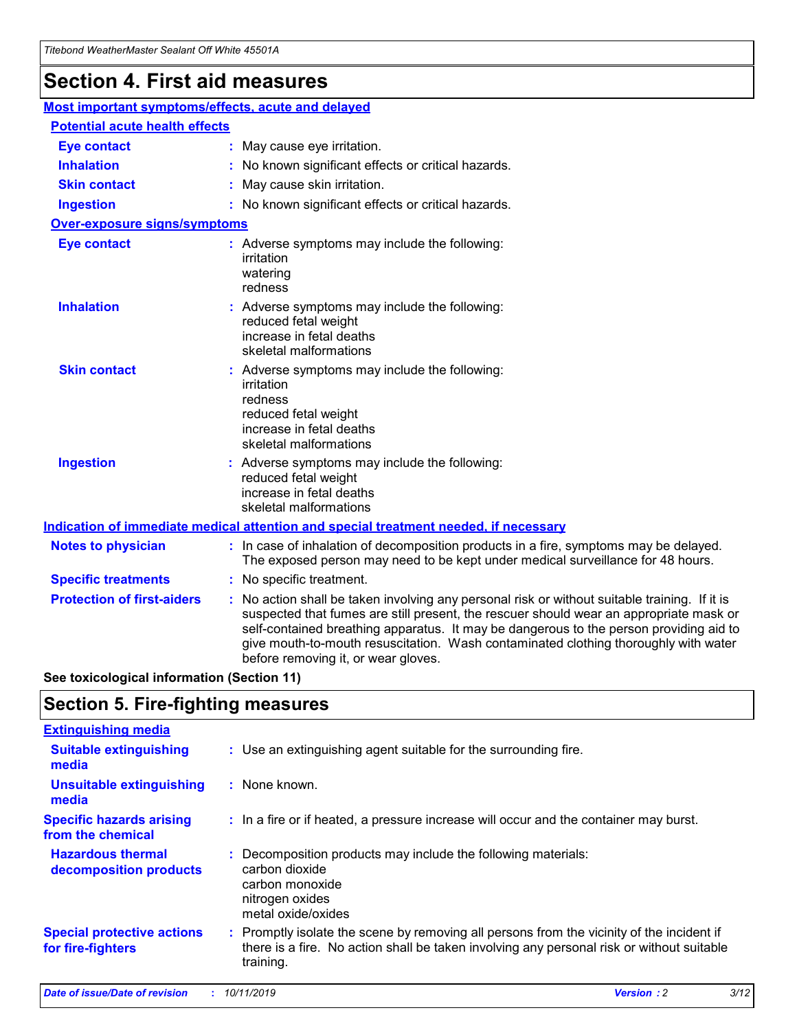# Section 4. First aid measures

## Most important symptoms/effects, acute and delayed

### Potential acute health effects

| | |
|---|---|
| **Eye contact** | May cause eye irritation. |
| **Inhalation** | No known significant effects or critical hazards. |
| **Skin contact** | May cause skin irritation. |
| **Ingestion** | No known significant effects or critical hazards. |

### Over-exposure signs/symptoms

| | |
|---|---|
| **Eye contact** | Adverse symptoms may include the following: irritation, watering, redness |
| **Inhalation** | Adverse symptoms may include the following: reduced fetal weight, increase in fetal deaths, skeletal malformations |
| **Skin contact** | Adverse symptoms may include the following: irritation, redness, reduced fetal weight, increase in fetal deaths, skeletal malformations |
| **Ingestion** | Adverse symptoms may include the following: reduced fetal weight, increase in fetal deaths, skeletal malformations |

## Indication of immediate medical attention and special treatment needed, if necessary

| | |
|---|---|
| **Notes to physician** | In case of inhalation of decomposition products in a fire, symptoms may be delayed. The exposed person may need to be kept under medical surveillance for 48 hours. |
| **Specific treatments** | No specific treatment. |
| **Protection of first-aiders** | No action shall be taken involving any personal risk or without suitable training. If it is suspected that fumes are still present, the rescuer should wear an appropriate mask or self-contained breathing apparatus. It may be dangerous to the person providing aid to give mouth-to-mouth resuscitation. Wash contaminated clothing thoroughly with water before removing it, or wear gloves. |

**See toxicological information (Section 11)**

# Section 5. Fire-fighting measures

## Extinguishing media

| | |
|---|---|
| **Suitable extinguishing media** | Use an extinguishing agent suitable for the surrounding fire. |
| **Unsuitable extinguishing media** | None known. |
| **Specific hazards arising from the chemical** | In a fire or if heated, a pressure increase will occur and the container may burst. |
| **Hazardous thermal decomposition products** | Decomposition products may include the following materials: carbon dioxide, carbon monoxide, nitrogen oxides, metal oxide/oxides |
| **Special protective actions for fire-fighters** | Promptly isolate the scene by removing all persons from the vicinity of the incident if there is a fire. No action shall be taken involving any personal risk or without suitable training. |

*Date of issue/Date of revision* : *10/11/2019* *Version* : *2*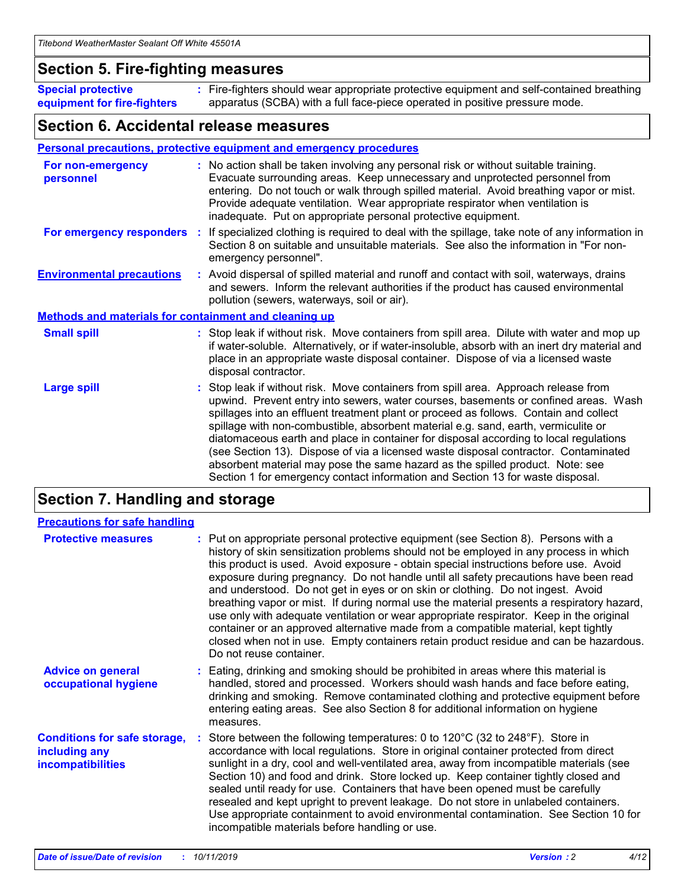## Section 5. Fire-fighting measures

**Special protective equipment for fire-fighters** : Fire-fighters should wear appropriate protective equipment and self-contained breathing apparatus (SCBA) with a full face-piece operated in positive pressure mode.

## Section 6. Accidental release measures

### Personal precautions, protective equipment and emergency procedures

**For non-emergency personnel** : No action shall be taken involving any personal risk or without suitable training. Evacuate surrounding areas. Keep unnecessary and unprotected personnel from entering. Do not touch or walk through spilled material. Avoid breathing vapor or mist. Provide adequate ventilation. Wear appropriate respirator when ventilation is inadequate. Put on appropriate personal protective equipment.

**For emergency responders** : If specialized clothing is required to deal with the spillage, take note of any information in Section 8 on suitable and unsuitable materials. See also the information in "For non-emergency personnel".

**Environmental precautions** : Avoid dispersal of spilled material and runoff and contact with soil, waterways, drains and sewers. Inform the relevant authorities if the product has caused environmental pollution (sewers, waterways, soil or air).

### Methods and materials for containment and cleaning up

**Small spill** : Stop leak if without risk. Move containers from spill area. Dilute with water and mop up if water-soluble. Alternatively, or if water-insoluble, absorb with an inert dry material and place in an appropriate waste disposal container. Dispose of via a licensed waste disposal contractor.

**Large spill** : Stop leak if without risk. Move containers from spill area. Approach release from upwind. Prevent entry into sewers, water courses, basements or confined areas. Wash spillages into an effluent treatment plant or proceed as follows. Contain and collect spillage with non-combustible, absorbent material e.g. sand, earth, vermiculite or diatomaceous earth and place in container for disposal according to local regulations (see Section 13). Dispose of via a licensed waste disposal contractor. Contaminated absorbent material may pose the same hazard as the spilled product. Note: see Section 1 for emergency contact information and Section 13 for waste disposal.

## Section 7. Handling and storage

### Precautions for safe handling

**Protective measures** : Put on appropriate personal protective equipment (see Section 8). Persons with a history of skin sensitization problems should not be employed in any process in which this product is used. Avoid exposure - obtain special instructions before use. Avoid exposure during pregnancy. Do not handle until all safety precautions have been read and understood. Do not get in eyes or on skin or clothing. Do not ingest. Avoid breathing vapor or mist. If during normal use the material presents a respiratory hazard, use only with adequate ventilation or wear appropriate respirator. Keep in the original container or an approved alternative made from a compatible material, kept tightly closed when not in use. Empty containers retain product residue and can be hazardous. Do not reuse container.

**Advice on general occupational hygiene** : Eating, drinking and smoking should be prohibited in areas where this material is handled, stored and processed. Workers should wash hands and face before eating, drinking and smoking. Remove contaminated clothing and protective equipment before entering eating areas. See also Section 8 for additional information on hygiene measures.

**Conditions for safe storage, including any incompatibilities** : Store between the following temperatures: 0 to 120°C (32 to 248°F). Store in accordance with local regulations. Store in original container protected from direct sunlight in a dry, cool and well-ventilated area, away from incompatible materials (see Section 10) and food and drink. Store locked up. Keep container tightly closed and sealed until ready for use. Containers that have been opened must be carefully resealed and kept upright to prevent leakage. Do not store in unlabeled containers. Use appropriate containment to avoid environmental contamination. See Section 10 for incompatible materials before handling or use.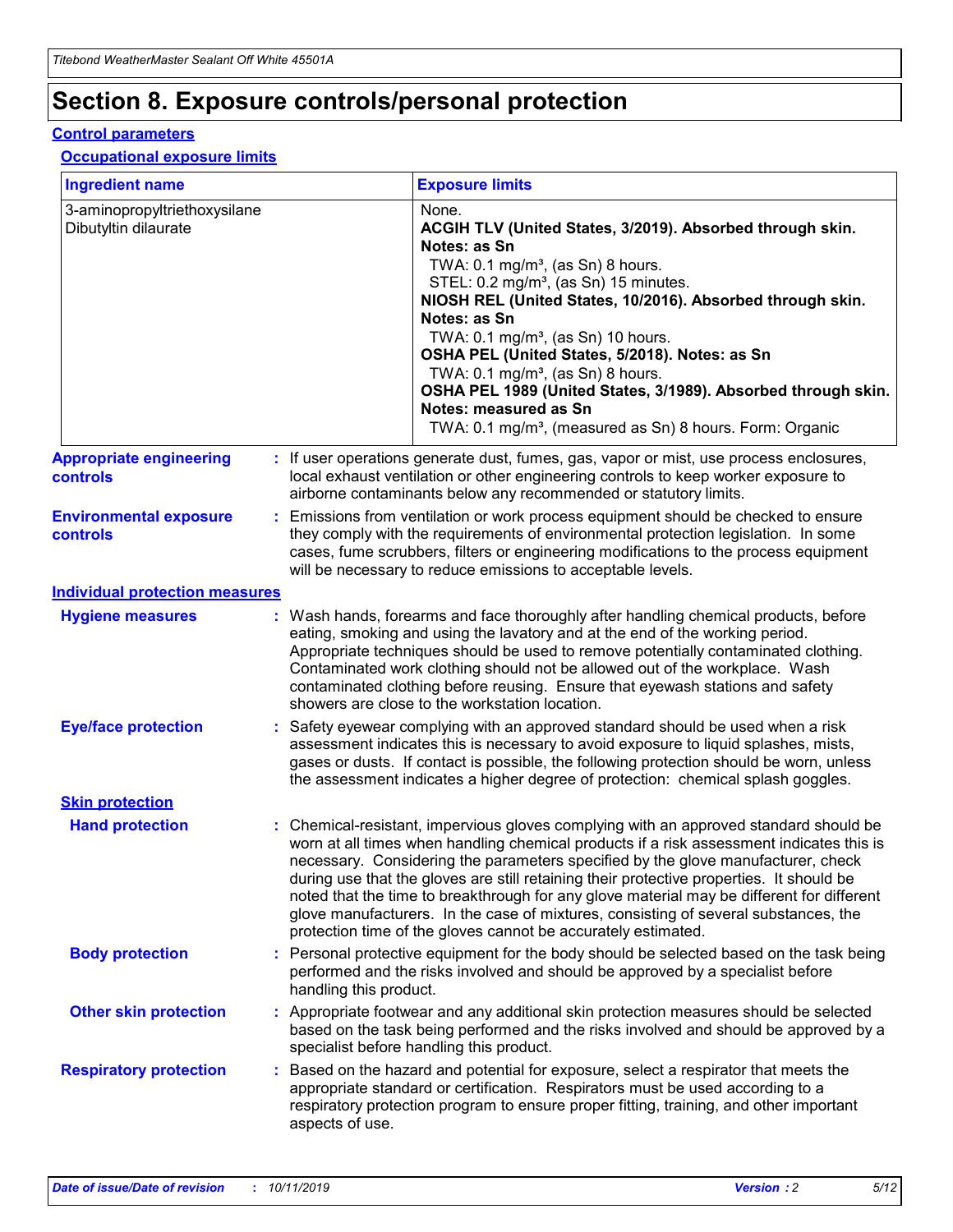# Section 8. Exposure controls/personal protection

## Control parameters

### Occupational exposure limits

| Ingredient name | Exposure limits |
| --- | --- |
| 3-aminopropyltriethoxysilane<br>Dibutyltin dilaurate | None.<br>**ACGIH TLV (United States, 3/2019). Absorbed through skin. Notes: as Sn**<br>TWA: 0.1 mg/m³, (as Sn) 8 hours.<br>STEL: 0.2 mg/m³, (as Sn) 15 minutes.<br>**NIOSH REL (United States, 10/2016). Absorbed through skin. Notes: as Sn**<br>TWA: 0.1 mg/m³, (as Sn) 10 hours.<br>**OSHA PEL (United States, 5/2018). Notes: as Sn**<br>TWA: 0.1 mg/m³, (as Sn) 8 hours.<br>**OSHA PEL 1989 (United States, 3/1989). Absorbed through skin. Notes: measured as Sn**<br>TWA: 0.1 mg/m³, (measured as Sn) 8 hours. Form: Organic |

**Appropriate engineering controls** : If user operations generate dust, fumes, gas, vapor or mist, use process enclosures, local exhaust ventilation or other engineering controls to keep worker exposure to airborne contaminants below any recommended or statutory limits.

**Environmental exposure controls** : Emissions from ventilation or work process equipment should be checked to ensure they comply with the requirements of environmental protection legislation. In some cases, fume scrubbers, filters or engineering modifications to the process equipment will be necessary to reduce emissions to acceptable levels.

## Individual protection measures

**Hygiene measures** : Wash hands, forearms and face thoroughly after handling chemical products, before eating, smoking and using the lavatory and at the end of the working period. Appropriate techniques should be used to remove potentially contaminated clothing. Contaminated work clothing should not be allowed out of the workplace. Wash contaminated clothing before reusing. Ensure that eyewash stations and safety showers are close to the workstation location.

**Eye/face protection** : Safety eyewear complying with an approved standard should be used when a risk assessment indicates this is necessary to avoid exposure to liquid splashes, mists, gases or dusts. If contact is possible, the following protection should be worn, unless the assessment indicates a higher degree of protection: chemical splash goggles.

### Skin protection

**Hand protection** : Chemical-resistant, impervious gloves complying with an approved standard should be worn at all times when handling chemical products if a risk assessment indicates this is necessary. Considering the parameters specified by the glove manufacturer, check during use that the gloves are still retaining their protective properties. It should be noted that the time to breakthrough for any glove material may be different for different glove manufacturers. In the case of mixtures, consisting of several substances, the protection time of the gloves cannot be accurately estimated.

**Body protection** : Personal protective equipment for the body should be selected based on the task being performed and the risks involved and should be approved by a specialist before handling this product.

**Other skin protection** : Appropriate footwear and any additional skin protection measures should be selected based on the task being performed and the risks involved and should be approved by a specialist before handling this product.

**Respiratory protection** : Based on the hazard and potential for exposure, select a respirator that meets the appropriate standard or certification. Respirators must be used according to a respiratory protection program to ensure proper fitting, training, and other important aspects of use.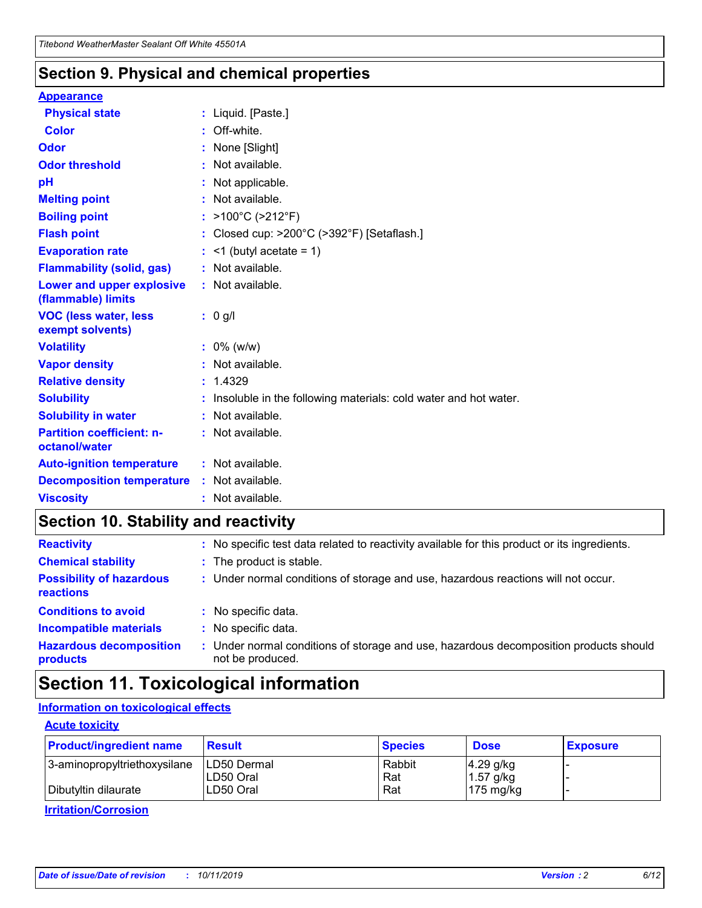## Section 9. Physical and chemical properties

### Appearance

| | |
|---|---|
| **Physical state** | : Liquid. [Paste.] |
| **Color** | : Off-white. |
| **Odor** | : None [Slight] |
| **Odor threshold** | : Not available. |
| **pH** | : Not applicable. |
| **Melting point** | : Not available. |
| **Boiling point** | : >100°C (>212°F) |
| **Flash point** | : Closed cup: >200°C (>392°F) [Setaflash.] |
| **Evaporation rate** | : <1 (butyl acetate = 1) |
| **Flammability (solid, gas)** | : Not available. |
| **Lower and upper explosive (flammable) limits** | : Not available. |
| **VOC (less water, less exempt solvents)** | : 0 g/l |
| **Volatility** | : 0% (w/w) |
| **Vapor density** | : Not available. |
| **Relative density** | : 1.4329 |
| **Solubility** | : Insoluble in the following materials: cold water and hot water. |
| **Solubility in water** | : Not available. |
| **Partition coefficient: n-octanol/water** | : Not available. |
| **Auto-ignition temperature** | : Not available. |
| **Decomposition temperature** | : Not available. |
| **Viscosity** | : Not available. |

## Section 10. Stability and reactivity

| | |
|---|---|
| **Reactivity** | : No specific test data related to reactivity available for this product or its ingredients. |
| **Chemical stability** | : The product is stable. |
| **Possibility of hazardous reactions** | : Under normal conditions of storage and use, hazardous reactions will not occur. |
| **Conditions to avoid** | : No specific data. |
| **Incompatible materials** | : No specific data. |
| **Hazardous decomposition products** | : Under normal conditions of storage and use, hazardous decomposition products should not be produced. |

## Section 11. Toxicological information

### Information on toxicological effects

#### Acute toxicity

| Product/ingredient name | Result | Species | Dose | Exposure |
|---|---|---|---|---|
| 3-aminopropyltriethoxysilane | LD50 Dermal | Rabbit | 4.29 g/kg | - |
| | LD50 Oral | Rat | 1.57 g/kg | - |
| Dibutyltin dilaurate | LD50 Oral | Rat | 175 mg/kg | - |

#### Irritation/Corrosion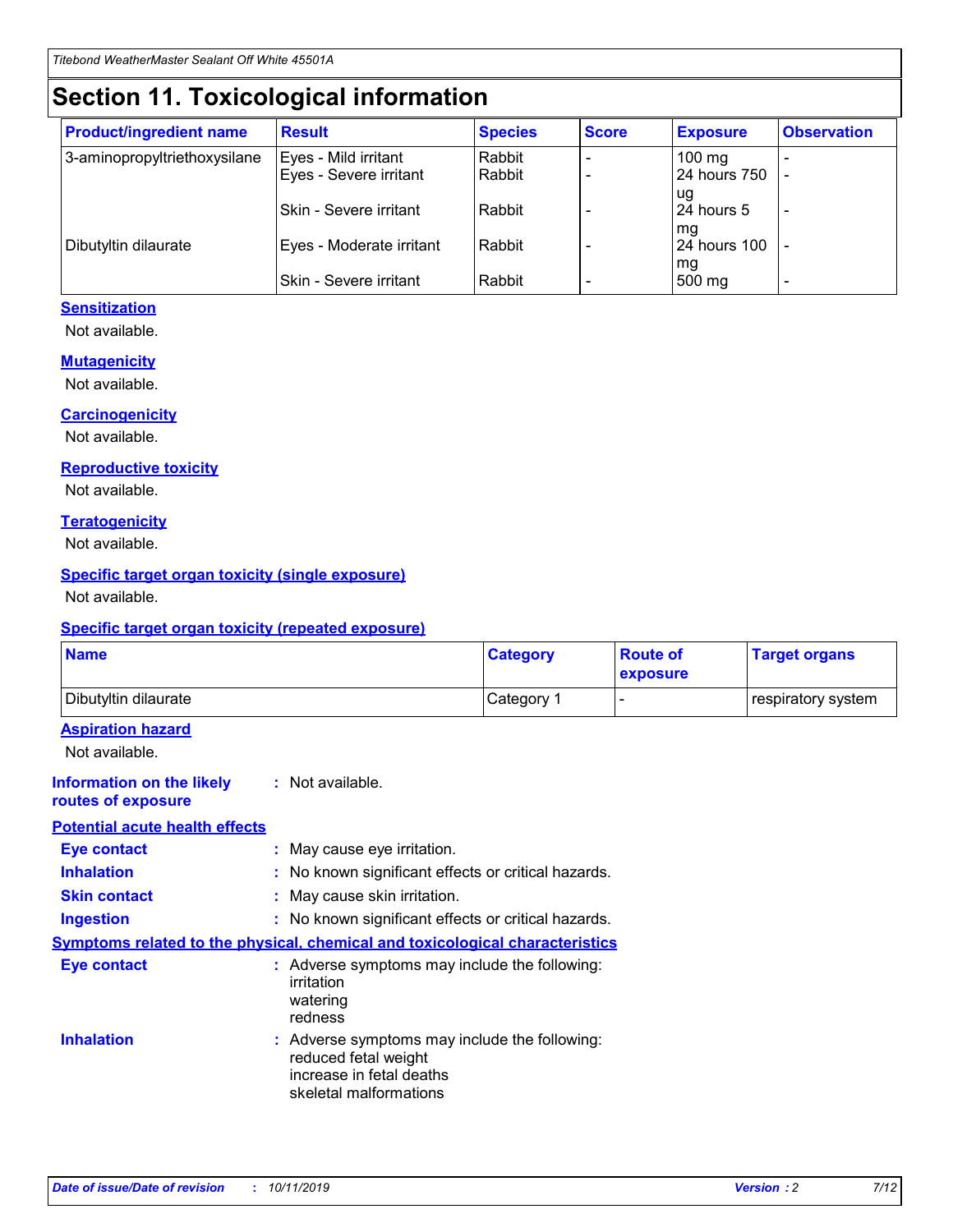# Section 11. Toxicological information

| Product/ingredient name | Result | Species | Score | Exposure | Observation |
|---|---|---|---|---|---|
| 3-aminopropyltriethoxysilane | Eyes - Mild irritant | Rabbit | - | 100 mg | - |
| | Eyes - Severe irritant | Rabbit | - | 24 hours 750 ug | - |
| | Skin - Severe irritant | Rabbit | - | 24 hours 5 mg | - |
| Dibutyltin dilaurate | Eyes - Moderate irritant | Rabbit | - | 24 hours 100 mg | - |
| | Skin - Severe irritant | Rabbit | - | 500 mg | - |

### Sensitization

Not available.

### Mutagenicity

Not available.

### Carcinogenicity

Not available.

### Reproductive toxicity

Not available.

### Teratogenicity

Not available.

### Specific target organ toxicity (single exposure)

Not available.

### Specific target organ toxicity (repeated exposure)

| Name | Category | Route of exposure | Target organs |
|---|---|---|---|
| Dibutyltin dilaurate | Category 1 | - | respiratory system |

### Aspiration hazard

Not available.

**Information on the likely routes of exposure** : Not available.

### Potential acute health effects

**Eye contact** : May cause eye irritation.

**Inhalation** : No known significant effects or critical hazards.

**Skin contact** : May cause skin irritation.

**Ingestion** : No known significant effects or critical hazards.

### Symptoms related to the physical, chemical and toxicological characteristics

**Eye contact** : Adverse symptoms may include the following:
irritation
watering
redness

**Inhalation** : Adverse symptoms may include the following:
reduced fetal weight
increase in fetal deaths
skeletal malformations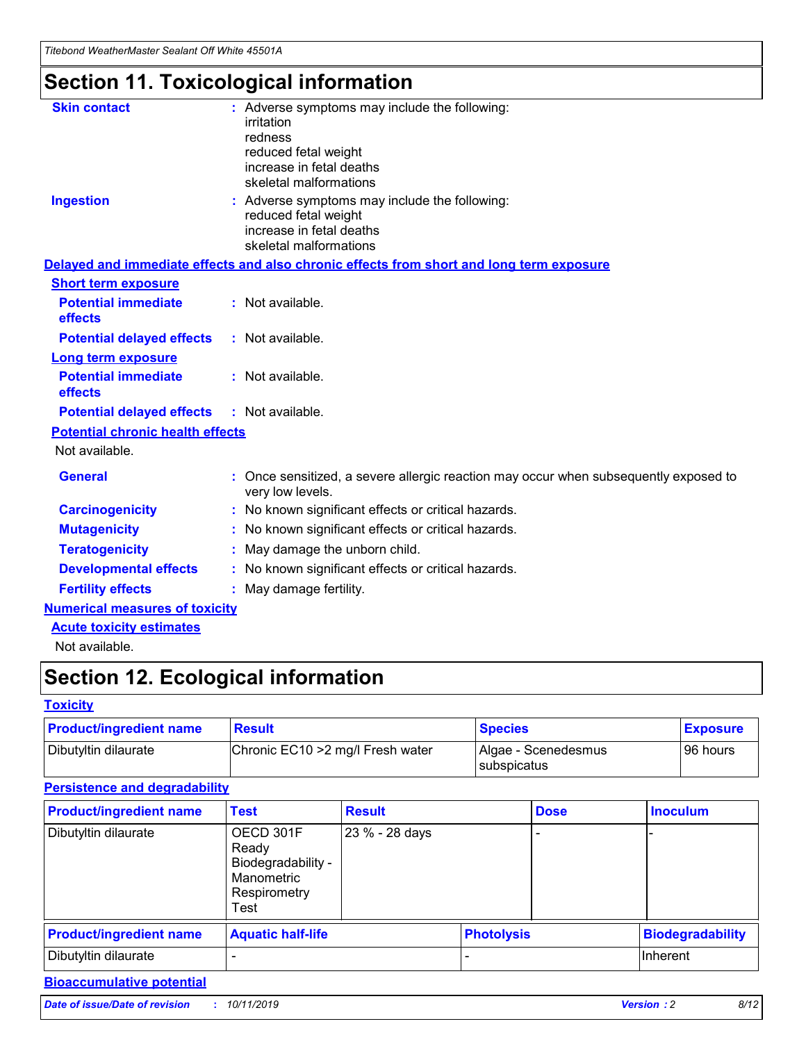# Section 11. Toxicological information

**Skin contact** : Adverse symptoms may include the following:
irritation
redness
reduced fetal weight
increase in fetal deaths
skeletal malformations

**Ingestion** : Adverse symptoms may include the following:
reduced fetal weight
increase in fetal deaths
skeletal malformations

## Delayed and immediate effects and also chronic effects from short and long term exposure

### Short term exposure

**Potential immediate effects** : Not available.

**Potential delayed effects** : Not available.

### Long term exposure

**Potential immediate effects** : Not available.

**Potential delayed effects** : Not available.

### Potential chronic health effects

Not available.

**General** : Once sensitized, a severe allergic reaction may occur when subsequently exposed to very low levels.

**Carcinogenicity** : No known significant effects or critical hazards.

**Mutagenicity** : No known significant effects or critical hazards.

**Teratogenicity** : May damage the unborn child.

**Developmental effects** : No known significant effects or critical hazards.

**Fertility effects** : May damage fertility.

## Numerical measures of toxicity

### Acute toxicity estimates

Not available.

# Section 12. Ecological information

## Toxicity

| Product/ingredient name | Result | Species | Exposure |
|---|---|---|---|
| Dibutyltin dilaurate | Chronic EC10 >2 mg/l Fresh water | Algae - Scenedesmus subspicatus | 96 hours |

## Persistence and degradability

| Product/ingredient name | Test | Result | Dose | Inoculum |
|---|---|---|---|---|
| Dibutyltin dilaurate | OECD 301F Ready Biodegradability - Manometric Respirometry Test | 23 % - 28 days | - | - |

| Product/ingredient name | Aquatic half-life | Photolysis | Biodegradability |
|---|---|---|---|
| Dibutyltin dilaurate | - | - | Inherent |

## Bioaccumulative potential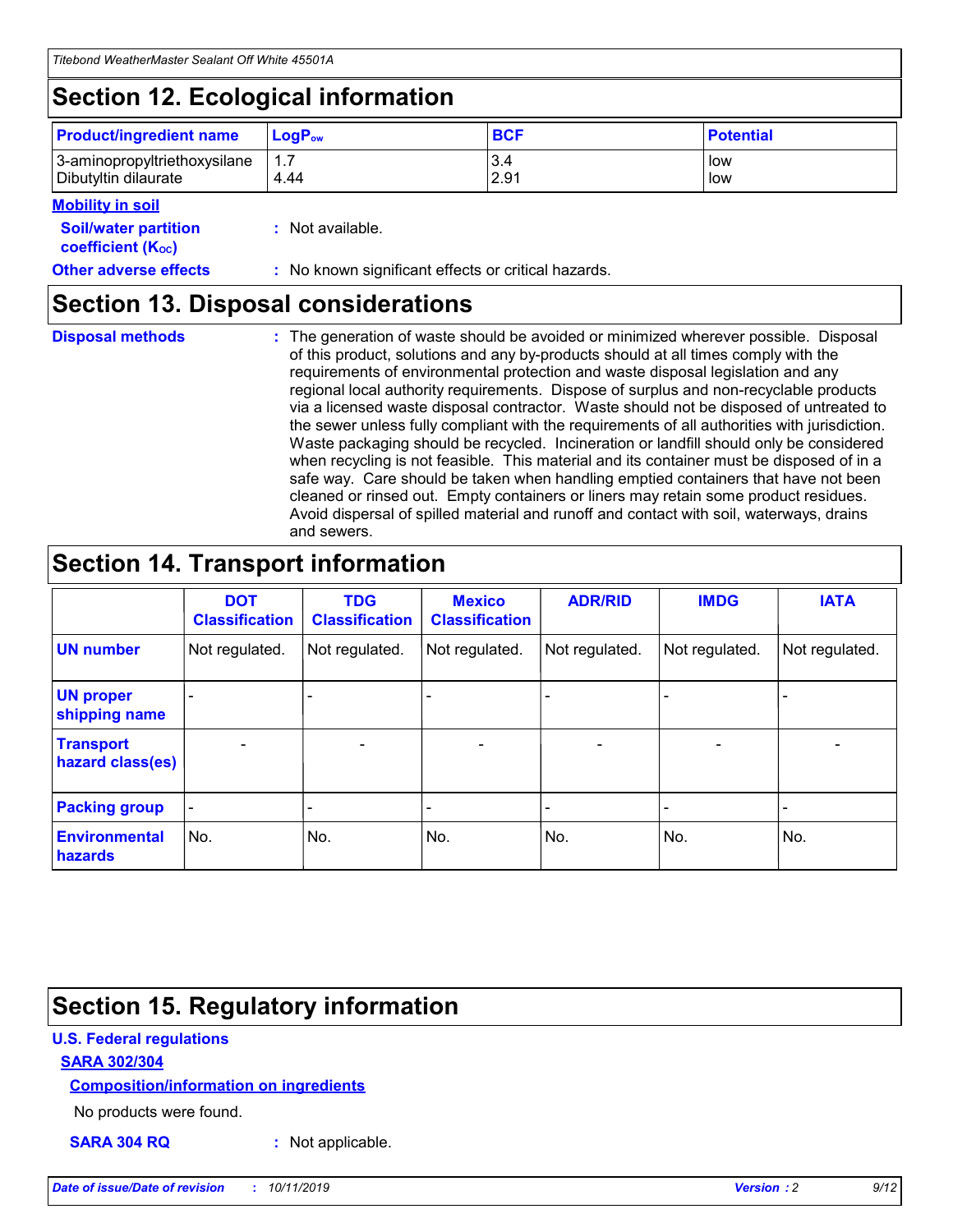## Section 12. Ecological information

| Product/ingredient name | $LogP_{ow}$ | BCF | Potential |
|---|---|---|---|
| 3-aminopropyltriethoxysilane | 1.7 | 3.4 | low |
| Dibutyltin dilaurate | 4.44 | 2.91 | low |

**Mobility in soil**

**Soil/water partition coefficient ($K_{OC}$)** : Not available.

**Other adverse effects** : No known significant effects or critical hazards.

## Section 13. Disposal considerations

**Disposal methods** : The generation of waste should be avoided or minimized wherever possible. Disposal of this product, solutions and any by-products should at all times comply with the requirements of environmental protection and waste disposal legislation and any regional local authority requirements. Dispose of surplus and non-recyclable products via a licensed waste disposal contractor. Waste should not be disposed of untreated to the sewer unless fully compliant with the requirements of all authorities with jurisdiction. Waste packaging should be recycled. Incineration or landfill should only be considered when recycling is not feasible. This material and its container must be disposed of in a safe way. Care should be taken when handling emptied containers that have not been cleaned or rinsed out. Empty containers or liners may retain some product residues. Avoid dispersal of spilled material and runoff and contact with soil, waterways, drains and sewers.

## Section 14. Transport information

| | DOT Classification | TDG Classification | Mexico Classification | ADR/RID | IMDG | IATA |
|---|---|---|---|---|---|---|
| UN number | Not regulated. | Not regulated. | Not regulated. | Not regulated. | Not regulated. | Not regulated. |
| UN proper shipping name | - | - | - | - | - | - |
| Transport hazard class(es) | - | - | - | - | - | - |
| Packing group | - | - | - | - | - | - |
| Environmental hazards | No. | No. | No. | No. | No. | No. |

## Section 15. Regulatory information

**U.S. Federal regulations**

**SARA 302/304**

**Composition/information on ingredients**

No products were found.

**SARA 304 RQ** : Not applicable.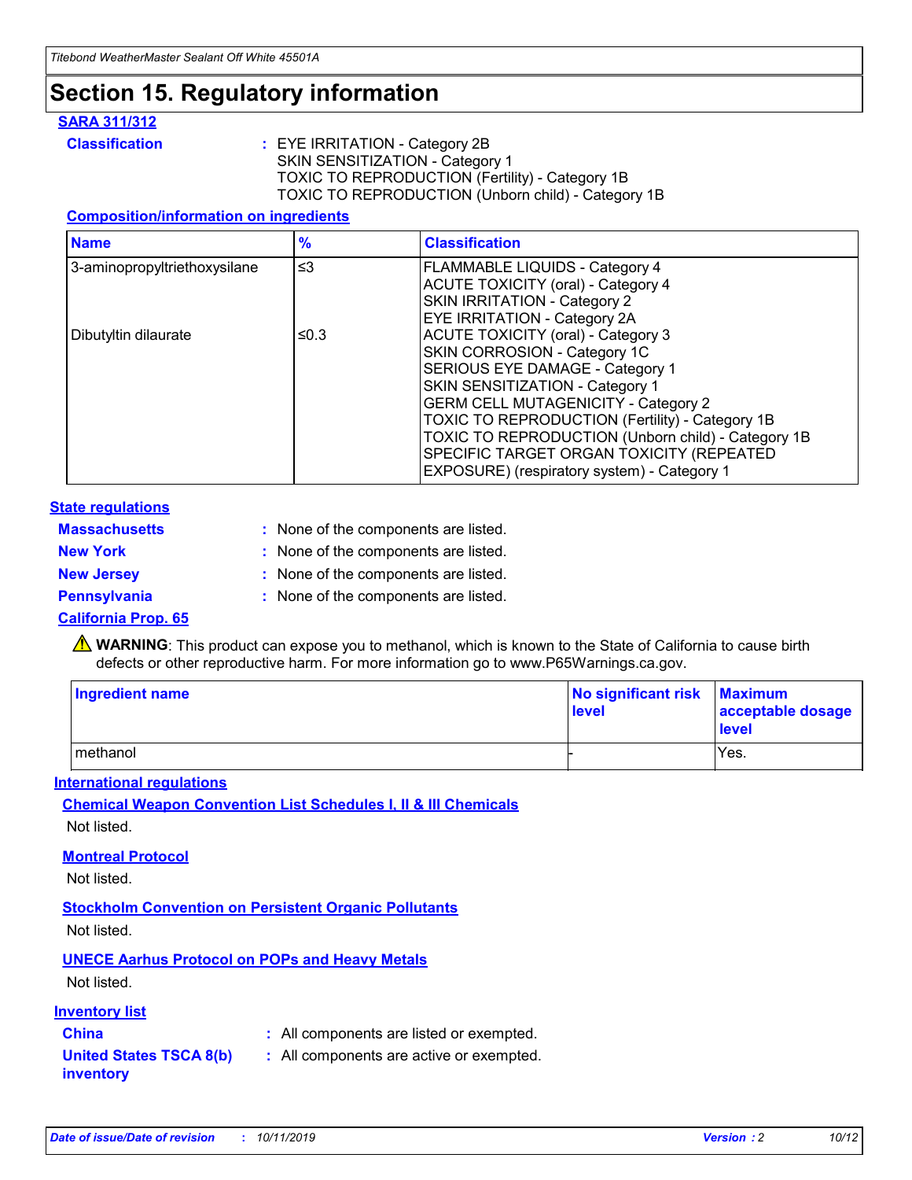# Section 15. Regulatory information

### SARA 311/312

**Classification** : EYE IRRITATION - Category 2B
SKIN SENSITIZATION - Category 1
TOXIC TO REPRODUCTION (Fertility) - Category 1B
TOXIC TO REPRODUCTION (Unborn child) - Category 1B

#### Composition/information on ingredients

| Name | % | Classification |
|---|---|---|
| 3-aminopropyltriethoxysilane | ≤3 | FLAMMABLE LIQUIDS - Category 4<br>ACUTE TOXICITY (oral) - Category 4<br>SKIN IRRITATION - Category 2<br>EYE IRRITATION - Category 2A |
| Dibutyltin dilaurate | ≤0.3 | ACUTE TOXICITY (oral) - Category 3<br>SKIN CORROSION - Category 1C<br>SERIOUS EYE DAMAGE - Category 1<br>SKIN SENSITIZATION - Category 1<br>GERM CELL MUTAGENICITY - Category 2<br>TOXIC TO REPRODUCTION (Fertility) - Category 1B<br>TOXIC TO REPRODUCTION (Unborn child) - Category 1B<br>SPECIFIC TARGET ORGAN TOXICITY (REPEATED EXPOSURE) (respiratory system) - Category 1 |

### State regulations

**Massachusetts** : None of the components are listed.

**New York** : None of the components are listed.

**New Jersey** : None of the components are listed.

**Pennsylvania** : None of the components are listed.

### California Prop. 65

⚠ **WARNING**: This product can expose you to methanol, which is known to the State of California to cause birth defects or other reproductive harm. For more information go to www.P65Warnings.ca.gov.

| Ingredient name | No significant risk level | Maximum acceptable dosage level |
|---|---|---|
| methanol | - | Yes. |

### International regulations

#### Chemical Weapon Convention List Schedules I, II & III Chemicals

Not listed.

#### Montreal Protocol

Not listed.

#### Stockholm Convention on Persistent Organic Pollutants

Not listed.

#### UNECE Aarhus Protocol on POPs and Heavy Metals

Not listed.

### Inventory list

**China** : All components are listed or exempted.

**United States TSCA 8(b) inventory** : All components are active or exempted.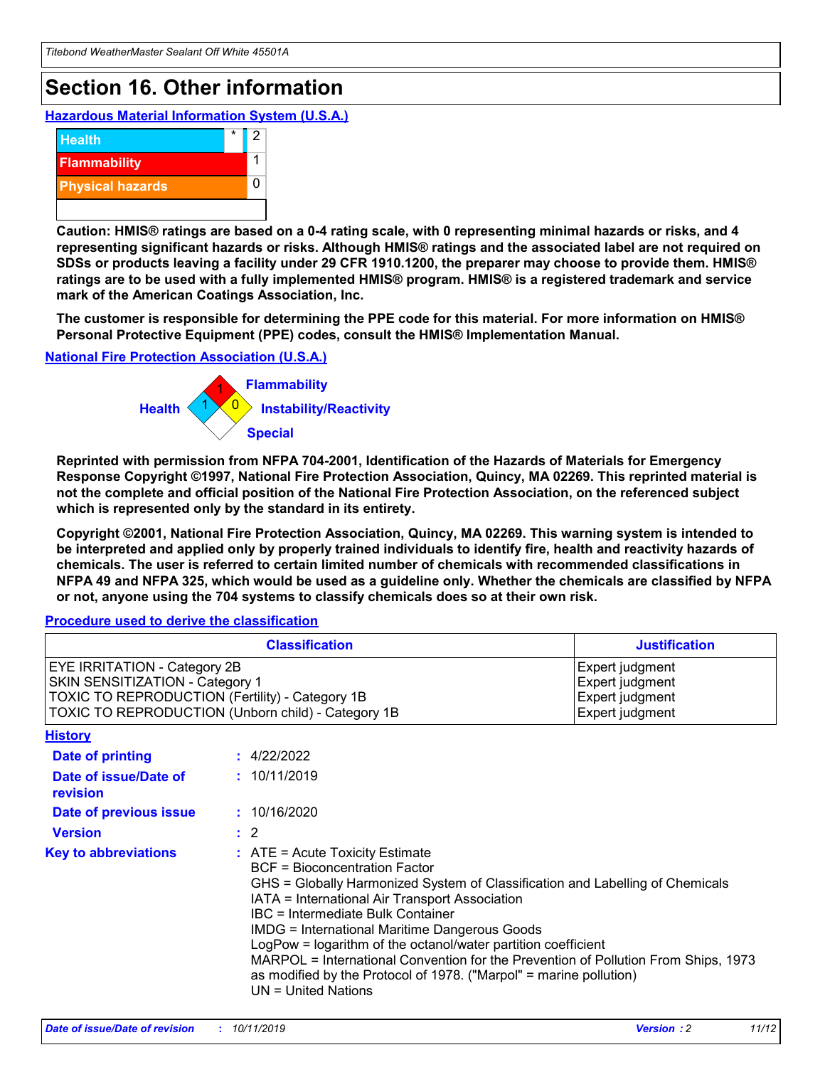# Section 16. Other information

### Hazardous Material Information System (U.S.A.)

| | | |
|---|---|---|
| Health | * | 2 |
| Flammability | | 1 |
| Physical hazards | | 0 |

**Caution: HMIS® ratings are based on a 0-4 rating scale, with 0 representing minimal hazards or risks, and 4 representing significant hazards or risks. Although HMIS® ratings and the associated label are not required on SDSs or products leaving a facility under 29 CFR 1910.1200, the preparer may choose to provide them. HMIS® ratings are to be used with a fully implemented HMIS® program. HMIS® is a registered trademark and service mark of the American Coatings Association, Inc.**

**The customer is responsible for determining the PPE code for this material. For more information on HMIS® Personal Protective Equipment (PPE) codes, consult the HMIS® Implementation Manual.**

### National Fire Protection Association (U.S.A.)

Flammability: 1
Health: 1
Instability/Reactivity: 0
Special:

**Reprinted with permission from NFPA 704-2001, Identification of the Hazards of Materials for Emergency Response Copyright ©1997, National Fire Protection Association, Quincy, MA 02269. This reprinted material is not the complete and official position of the National Fire Protection Association, on the referenced subject which is represented only by the standard in its entirety.**

**Copyright ©2001, National Fire Protection Association, Quincy, MA 02269. This warning system is intended to be interpreted and applied only by properly trained individuals to identify fire, health and reactivity hazards of chemicals. The user is referred to certain limited number of chemicals with recommended classifications in NFPA 49 and NFPA 325, which would be used as a guideline only. Whether the chemicals are classified by NFPA or not, anyone using the 704 systems to classify chemicals does so at their own risk.**

### Procedure used to derive the classification

| Classification | Justification |
|---|---|
| EYE IRRITATION - Category 2B | Expert judgment |
| SKIN SENSITIZATION - Category 1 | Expert judgment |
| TOXIC TO REPRODUCTION (Fertility) - Category 1B | Expert judgment |
| TOXIC TO REPRODUCTION (Unborn child) - Category 1B | Expert judgment |

### History

**Date of printing** : 4/22/2022

**Date of issue/Date of revision** : 10/11/2019

**Date of previous issue** : 10/16/2020

**Version** : 2

**Key to abbreviations** : ATE = Acute Toxicity Estimate
BCF = Bioconcentration Factor
GHS = Globally Harmonized System of Classification and Labelling of Chemicals
IATA = International Air Transport Association
IBC = Intermediate Bulk Container
IMDG = International Maritime Dangerous Goods
LogPow = logarithm of the octanol/water partition coefficient
MARPOL = International Convention for the Prevention of Pollution From Ships, 1973 as modified by the Protocol of 1978. ("Marpol" = marine pollution)
UN = United Nations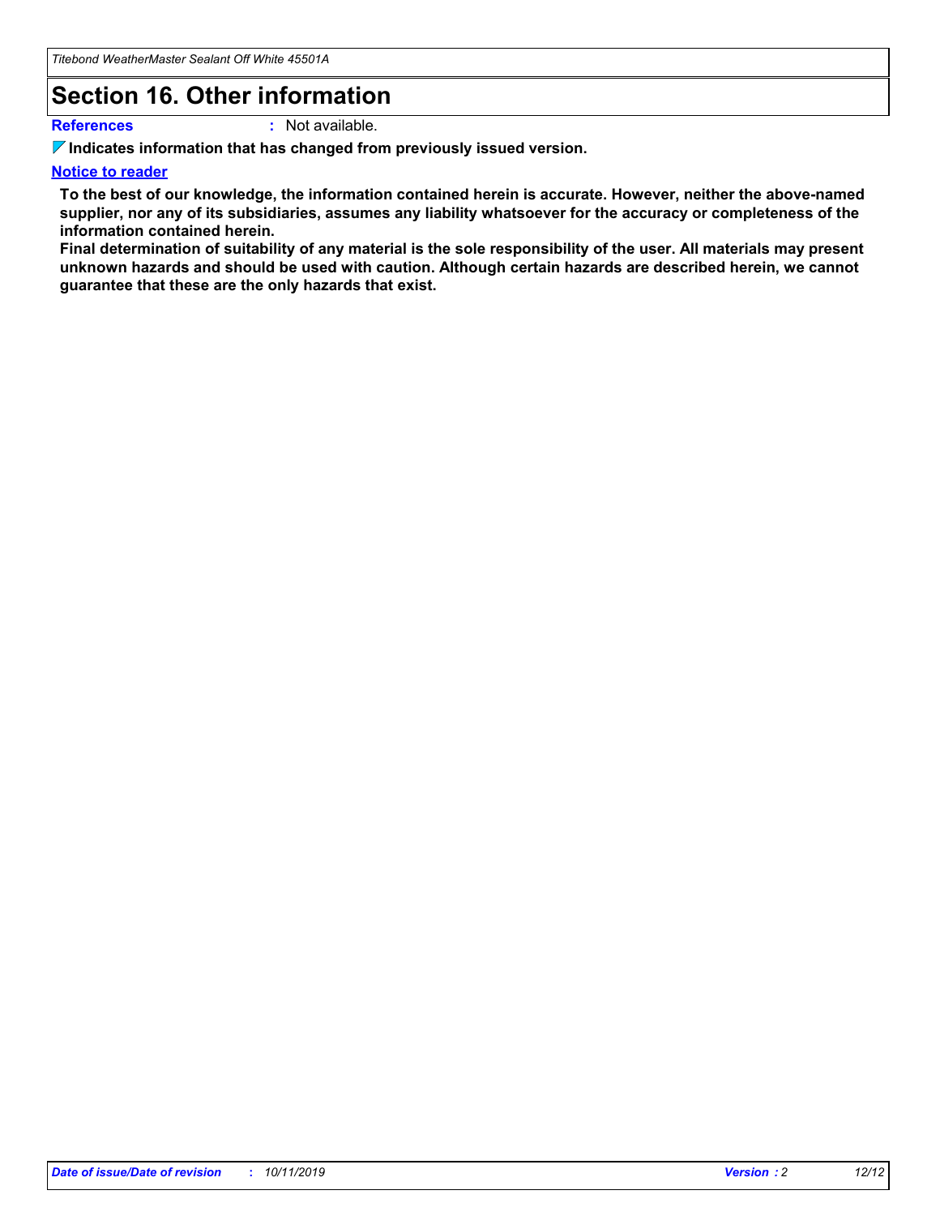## Section 16. Other information

**References** : Not available.

**Indicates information that has changed from previously issued version.**

**Notice to reader**

**To the best of our knowledge, the information contained herein is accurate. However, neither the above-named supplier, nor any of its subsidiaries, assumes any liability whatsoever for the accuracy or completeness of the information contained herein.**

**Final determination of suitability of any material is the sole responsibility of the user. All materials may present unknown hazards and should be used with caution. Although certain hazards are described herein, we cannot guarantee that these are the only hazards that exist.**